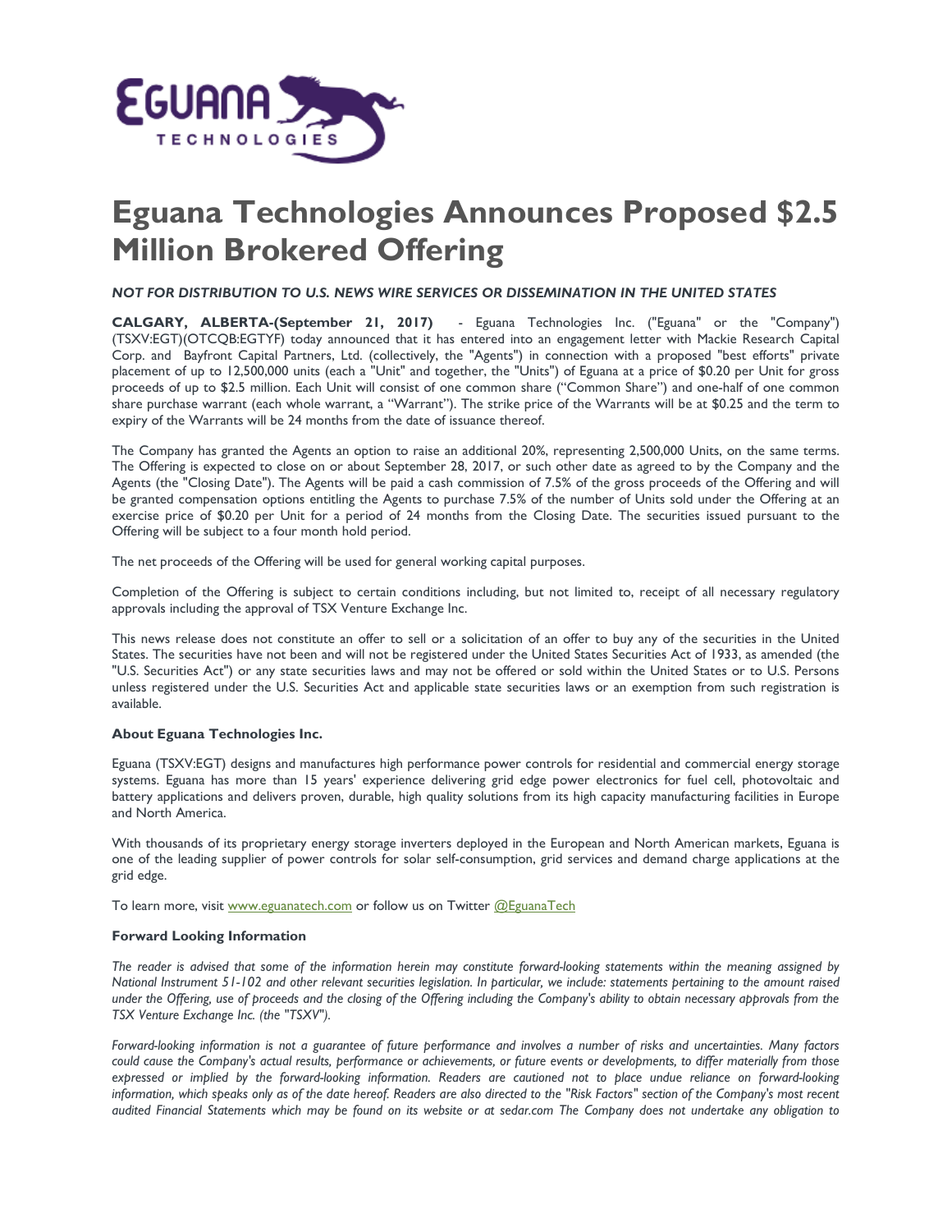# Eguana Technologies Announces Proposed $2.5 Million Brokered Offering

***NOT FOR DISTRIBUTION TO U.S. NEWS WIRE SERVICES OR DISSEMINATION IN THE UNITED STATES***

**CALGARY, ALBERTA-(September 21, 2017)** - Eguana Technologies Inc. ("Eguana" or the "Company") (TSXV:EGT)(OTCQB:EGTYF) today announced that it has entered into an engagement letter with Mackie Research Capital Corp. and Bayfront Capital Partners, Ltd. (collectively, the "Agents") in connection with a proposed "best efforts" private placement of up to 12,500,000 units (each a "Unit" and together, the "Units") of Eguana at a price of $0.20 per Unit for gross proceeds of up to $2.5 million. Each Unit will consist of one common share ("Common Share") and one-half of one common share purchase warrant (each whole warrant, a "Warrant"). The strike price of the Warrants will be at $0.25 and the term to expiry of the Warrants will be 24 months from the date of issuance thereof.

The Company has granted the Agents an option to raise an additional 20%, representing 2,500,000 Units, on the same terms. The Offering is expected to close on or about September 28, 2017, or such other date as agreed to by the Company and the Agents (the "Closing Date"). The Agents will be paid a cash commission of 7.5% of the gross proceeds of the Offering and will be granted compensation options entitling the Agents to purchase 7.5% of the number of Units sold under the Offering at an exercise price of $0.20 per Unit for a period of 24 months from the Closing Date. The securities issued pursuant to the Offering will be subject to a four month hold period.

The net proceeds of the Offering will be used for general working capital purposes.

Completion of the Offering is subject to certain conditions including, but not limited to, receipt of all necessary regulatory approvals including the approval of TSX Venture Exchange Inc.

This news release does not constitute an offer to sell or a solicitation of an offer to buy any of the securities in the United States. The securities have not been and will not be registered under the United States Securities Act of 1933, as amended (the "U.S. Securities Act") or any state securities laws and may not be offered or sold within the United States or to U.S. Persons unless registered under the U.S. Securities Act and applicable state securities laws or an exemption from such registration is available.

### About Eguana Technologies Inc.

Eguana (TSXV:EGT) designs and manufactures high performance power controls for residential and commercial energy storage systems. Eguana has more than 15 years' experience delivering grid edge power electronics for fuel cell, photovoltaic and battery applications and delivers proven, durable, high quality solutions from its high capacity manufacturing facilities in Europe and North America.

With thousands of its proprietary energy storage inverters deployed in the European and North American markets, Eguana is one of the leading supplier of power controls for solar self-consumption, grid services and demand charge applications at the grid edge.

To learn more, visit [www.eguanatech.com](www.eguanatech.com) or follow us on Twitter [@EguanaTech](@EguanaTech)

### Forward Looking Information

*The reader is advised that some of the information herein may constitute forward-looking statements within the meaning assigned by National Instrument 51-102 and other relevant securities legislation. In particular, we include: statements pertaining to the amount raised under the Offering, use of proceeds and the closing of the Offering including the Company's ability to obtain necessary approvals from the TSX Venture Exchange Inc. (the "TSXV").*

*Forward-looking information is not a guarantee of future performance and involves a number of risks and uncertainties. Many factors could cause the Company's actual results, performance or achievements, or future events or developments, to differ materially from those expressed or implied by the forward-looking information. Readers are cautioned not to place undue reliance on forward-looking information, which speaks only as of the date hereof. Readers are also directed to the "Risk Factors" section of the Company's most recent audited Financial Statements which may be found on its website or at sedar.com The Company does not undertake any obligation to*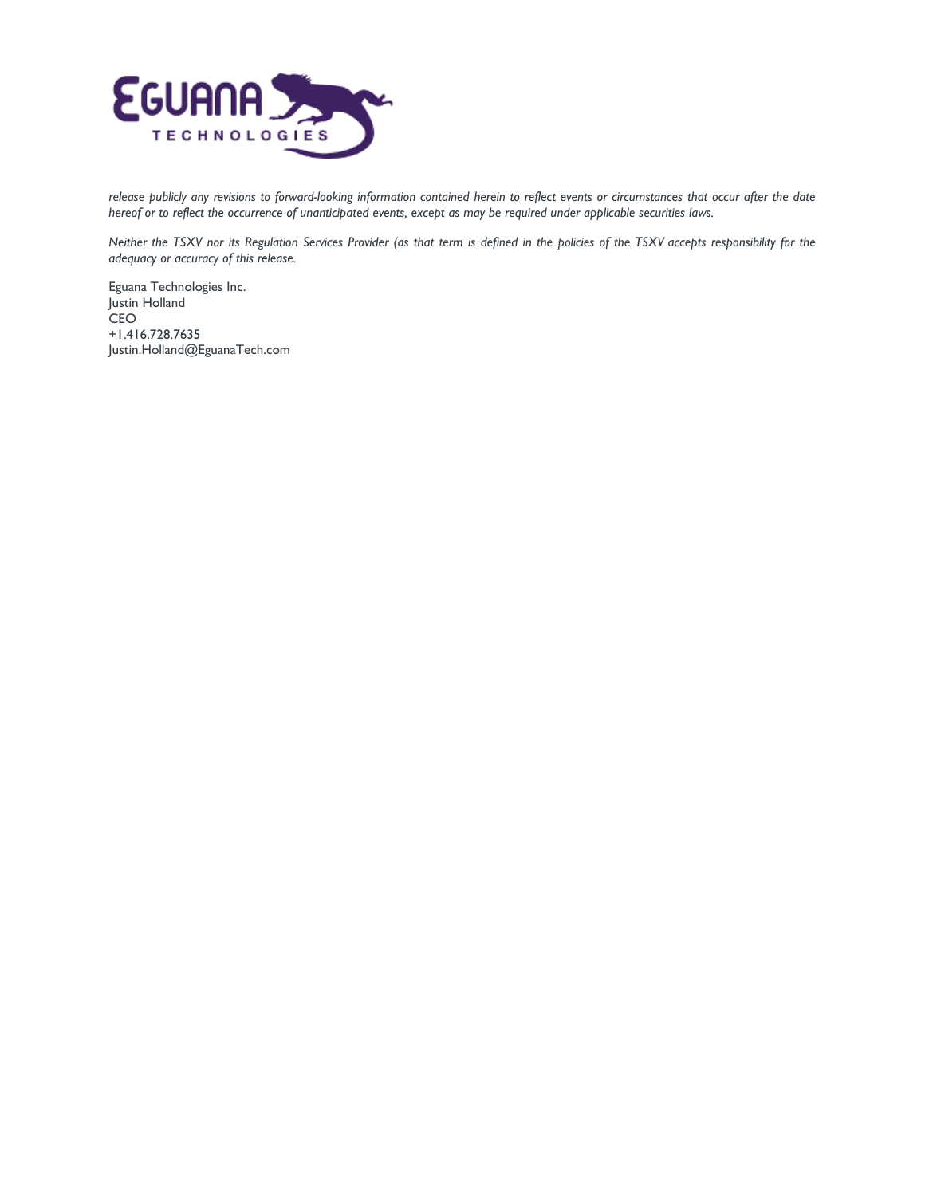*release publicly any revisions to forward-looking information contained herein to reflect events or circumstances that occur after the date hereof or to reflect the occurrence of unanticipated events, except as may be required under applicable securities laws.*

*Neither the TSXV nor its Regulation Services Provider (as that term is defined in the policies of the TSXV accepts responsibility for the adequacy or accuracy of this release.*

Eguana Technologies Inc.
Justin Holland
CEO
+1.416.728.7635
Justin.Holland@EguanaTech.com